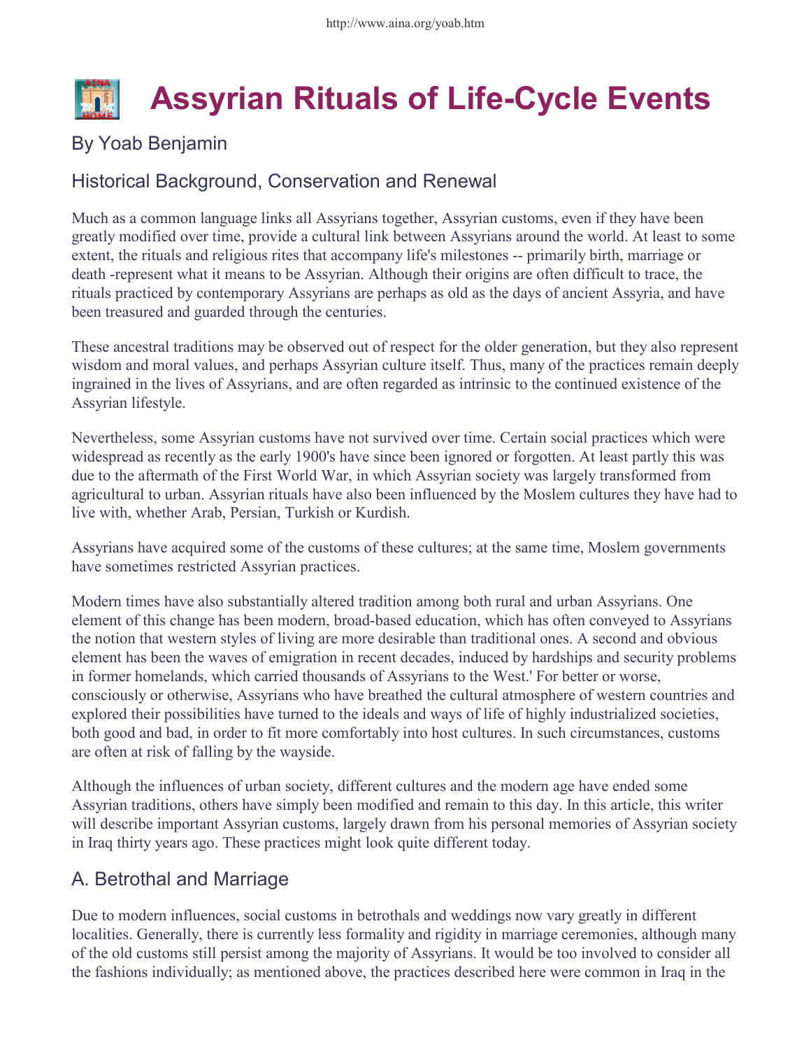# Assyrian Rituals of Life-Cycle Events

## By Yoab Benjamin

### Historical Background, Conservation and Renewal

Much as a common language links all Assyrians together, Assyrian customs, even if they have been greatly modified over time, provide a cultural link between Assyrians around the world. At least to some extent, the rituals and religious rites that accompany life's milestones -- primarily birth, marriage or death -represent what it means to be Assyrian. Although their origins are often difficult to trace, the rituals practiced by contemporary Assyrians are perhaps as old as the days of ancient Assyria, and have been treasured and guarded through the centuries.

These ancestral traditions may be observed out of respect for the older generation, but they also represent wisdom and moral values, and perhaps Assyrian culture itself. Thus, many of the practices remain deeply ingrained in the lives of Assyrians, and are often regarded as intrinsic to the continued existence of the Assyrian lifestyle.

Nevertheless, some Assyrian customs have not survived over time. Certain social practices which were widespread as recently as the early 1900's have since been ignored or forgotten. At least partly this was due to the aftermath of the First World War, in which Assyrian society was largely transformed from agricultural to urban. Assyrian rituals have also been influenced by the Moslem cultures they have had to live with, whether Arab, Persian, Turkish or Kurdish.

Assyrians have acquired some of the customs of these cultures; at the same time, Moslem governments have sometimes restricted Assyrian practices.

Modern times have also substantially altered tradition among both rural and urban Assyrians. One element of this change has been modern, broad-based education, which has often conveyed to Assyrians the notion that western styles of living are more desirable than traditional ones. A second and obvious element has been the waves of emigration in recent decades, induced by hardships and security problems in former homelands, which carried thousands of Assyrians to the West.' For better or worse, consciously or otherwise, Assyrians who have breathed the cultural atmosphere of western countries and explored their possibilities have turned to the ideals and ways of life of highly industrialized societies, both good and bad, in order to fit more comfortably into host cultures. In such circumstances, customs are often at risk of falling by the wayside.

Although the influences of urban society, different cultures and the modern age have ended some Assyrian traditions, others have simply been modified and remain to this day. In this article, this writer will describe important Assyrian customs, largely drawn from his personal memories of Assyrian society in Iraq thirty years ago. These practices might look quite different today.

### A. Betrothal and Marriage

Due to modern influences, social customs in betrothals and weddings now vary greatly in different localities. Generally, there is currently less formality and rigidity in marriage ceremonies, although many of the old customs still persist among the majority of Assyrians. It would be too involved to consider all the fashions individually; as mentioned above, the practices described here were common in Iraq in the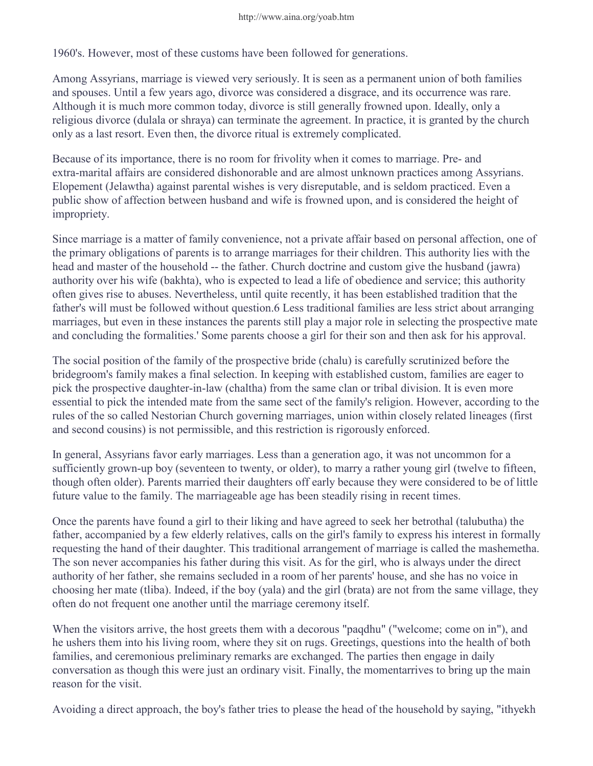1960's. However, most of these customs have been followed for generations.

Among Assyrians, marriage is viewed very seriously. It is seen as a permanent union of both families and spouses. Until a few years ago, divorce was considered a disgrace, and its occurrence was rare. Although it is much more common today, divorce is still generally frowned upon. Ideally, only a religious divorce (dulala or shraya) can terminate the agreement. In practice, it is granted by the church only as a last resort. Even then, the divorce ritual is extremely complicated.

Because of its importance, there is no room for frivolity when it comes to marriage. Pre- and extra-marital affairs are considered dishonorable and are almost unknown practices among Assyrians. Elopement (Jelawtha) against parental wishes is very disreputable, and is seldom practiced. Even a public show of affection between husband and wife is frowned upon, and is considered the height of impropriety.

Since marriage is a matter of family convenience, not a private affair based on personal affection, one of the primary obligations of parents is to arrange marriages for their children. This authority lies with the head and master of the household -- the father. Church doctrine and custom give the husband (jawra) authority over his wife (bakhta), who is expected to lead a life of obedience and service; this authority often gives rise to abuses. Nevertheless, until quite recently, it has been established tradition that the father's will must be followed without question.6 Less traditional families are less strict about arranging marriages, but even in these instances the parents still play a major role in selecting the prospective mate and concluding the formalities.' Some parents choose a girl for their son and then ask for his approval.

The social position of the family of the prospective bride (chalu) is carefully scrutinized before the bridegroom's family makes a final selection. In keeping with established custom, families are eager to pick the prospective daughter-in-law (chaltha) from the same clan or tribal division. It is even more essential to pick the intended mate from the same sect of the family's religion. However, according to the rules of the so called Nestorian Church governing marriages, union within closely related lineages (first and second cousins) is not permissible, and this restriction is rigorously enforced.

In general, Assyrians favor early marriages. Less than a generation ago, it was not uncommon for a sufficiently grown-up boy (seventeen to twenty, or older), to marry a rather young girl (twelve to fifteen, though often older). Parents married their daughters off early because they were considered to be of little future value to the family. The marriageable age has been steadily rising in recent times.

Once the parents have found a girl to their liking and have agreed to seek her betrothal (talubutha) the father, accompanied by a few elderly relatives, calls on the girl's family to express his interest in formally requesting the hand of their daughter. This traditional arrangement of marriage is called the mashemetha. The son never accompanies his father during this visit. As for the girl, who is always under the direct authority of her father, she remains secluded in a room of her parents' house, and she has no voice in choosing her mate (tliba). Indeed, if the boy (yala) and the girl (brata) are not from the same village, they often do not frequent one another until the marriage ceremony itself.

When the visitors arrive, the host greets them with a decorous "paqdhu" ("welcome; come on in"), and he ushers them into his living room, where they sit on rugs. Greetings, questions into the health of both families, and ceremonious preliminary remarks are exchanged. The parties then engage in daily conversation as though this were just an ordinary visit. Finally, the momentarrives to bring up the main reason for the visit.

Avoiding a direct approach, the boy's father tries to please the head of the household by saying, "ithyekh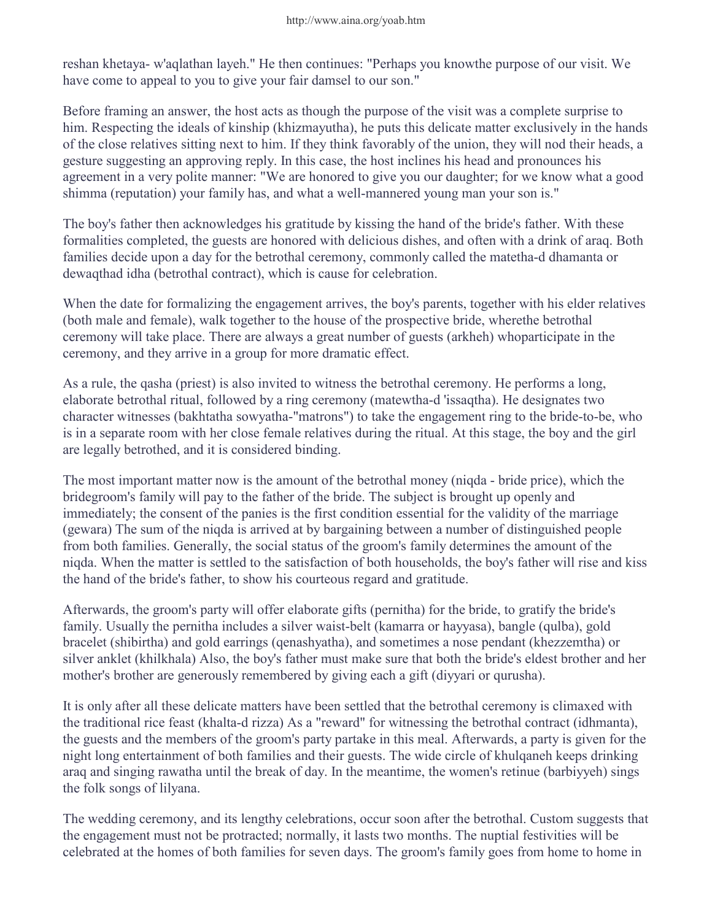reshan khetaya- w'aqlathan layeh." He then continues: "Perhaps you knowthe purpose of our visit. We have come to appeal to you to give your fair damsel to our son."

Before framing an answer, the host acts as though the purpose of the visit was a complete surprise to him. Respecting the ideals of kinship (khizmayutha), he puts this delicate matter exclusively in the hands of the close relatives sitting next to him. If they think favorably of the union, they will nod their heads, a gesture suggesting an approving reply. In this case, the host inclines his head and pronounces his agreement in a very polite manner: "We are honored to give you our daughter; for we know what a good shimma (reputation) your family has, and what a well-mannered young man your son is."

The boy's father then acknowledges his gratitude by kissing the hand of the bride's father. With these formalities completed, the guests are honored with delicious dishes, and often with a drink of araq. Both families decide upon a day for the betrothal ceremony, commonly called the matetha-d dhamanta or dewaqthad idha (betrothal contract), which is cause for celebration.

When the date for formalizing the engagement arrives, the boy's parents, together with his elder relatives (both male and female), walk together to the house of the prospective bride, wherethe betrothal ceremony will take place. There are always a great number of guests (arkheh) whoparticipate in the ceremony, and they arrive in a group for more dramatic effect.

As a rule, the qasha (priest) is also invited to witness the betrothal ceremony. He performs a long, elaborate betrothal ritual, followed by a ring ceremony (matewtha-d 'issaqtha). He designates two character witnesses (bakhtatha sowyatha-"matrons") to take the engagement ring to the bride-to-be, who is in a separate room with her close female relatives during the ritual. At this stage, the boy and the girl are legally betrothed, and it is considered binding.

The most important matter now is the amount of the betrothal money (niqda - bride price), which the bridegroom's family will pay to the father of the bride. The subject is brought up openly and immediately; the consent of the panies is the first condition essential for the validity of the marriage (gewara) The sum of the niqda is arrived at by bargaining between a number of distinguished people from both families. Generally, the social status of the groom's family determines the amount of the niqda. When the matter is settled to the satisfaction of both households, the boy's father will rise and kiss the hand of the bride's father, to show his courteous regard and gratitude.

Afterwards, the groom's party will offer elaborate gifts (pernitha) for the bride, to gratify the bride's family. Usually the pernitha includes a silver waist-belt (kamarra or hayyasa), bangle (qulba), gold bracelet (shibirtha) and gold earrings (qenashyatha), and sometimes a nose pendant (khezzemtha) or silver anklet (khilkhala) Also, the boy's father must make sure that both the bride's eldest brother and her mother's brother are generously remembered by giving each a gift (diyyari or qurusha).

It is only after all these delicate matters have been settled that the betrothal ceremony is climaxed with the traditional rice feast (khalta-d rizza) As a "reward" for witnessing the betrothal contract (idhmanta), the guests and the members of the groom's party partake in this meal. Afterwards, a party is given for the night long entertainment of both families and their guests. The wide circle of khulqaneh keeps drinking araq and singing rawatha until the break of day. In the meantime, the women's retinue (barbiyyeh) sings the folk songs of lilyana.

The wedding ceremony, and its lengthy celebrations, occur soon after the betrothal. Custom suggests that the engagement must not be protracted; normally, it lasts two months. The nuptial festivities will be celebrated at the homes of both families for seven days. The groom's family goes from home to home in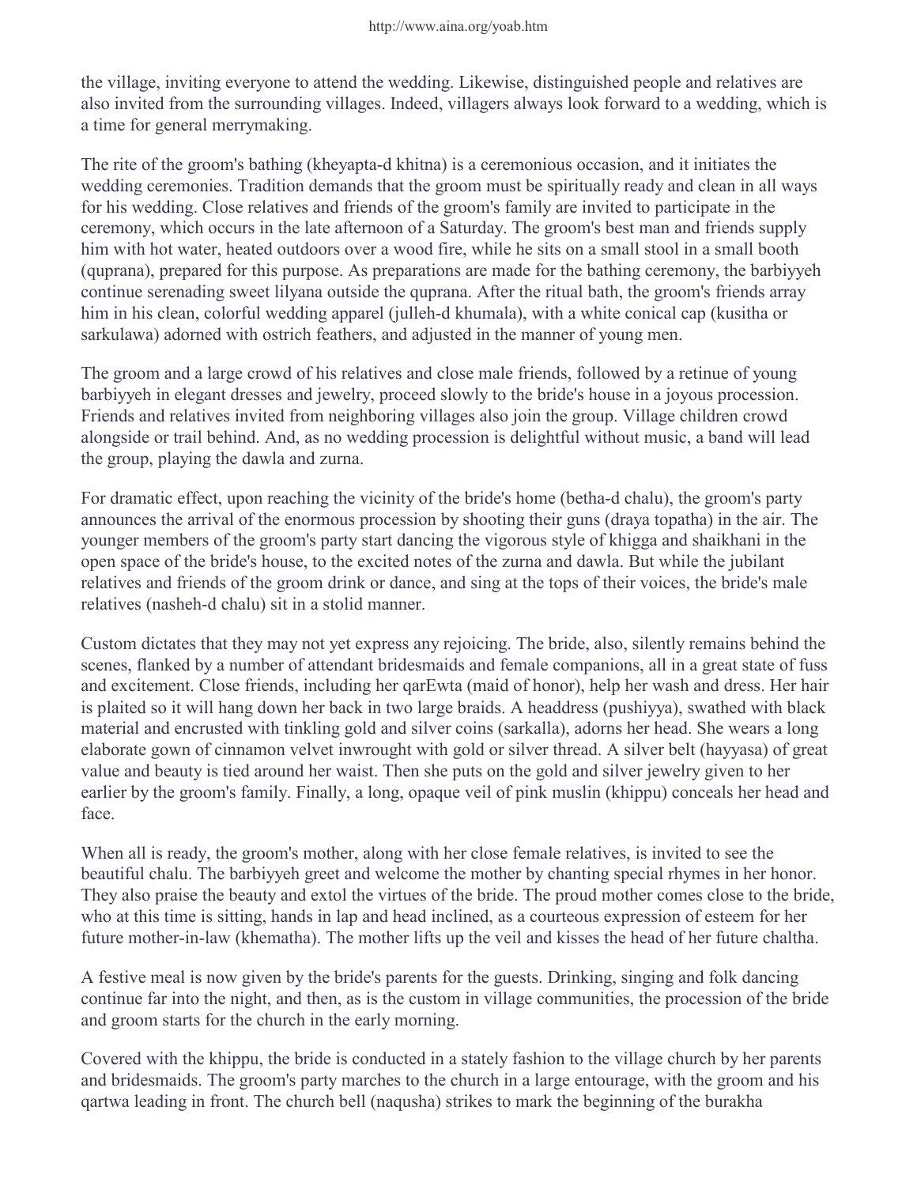the village, inviting everyone to attend the wedding. Likewise, distinguished people and relatives are also invited from the surrounding villages. Indeed, villagers always look forward to a wedding, which is a time for general merrymaking.

The rite of the groom's bathing (kheyapta-d khitna) is a ceremonious occasion, and it initiates the wedding ceremonies. Tradition demands that the groom must be spiritually ready and clean in all ways for his wedding. Close relatives and friends of the groom's family are invited to participate in the ceremony, which occurs in the late afternoon of a Saturday. The groom's best man and friends supply him with hot water, heated outdoors over a wood fire, while he sits on a small stool in a small booth (quprana), prepared for this purpose. As preparations are made for the bathing ceremony, the barbiyyeh continue serenading sweet lilyana outside the quprana. After the ritual bath, the groom's friends array him in his clean, colorful wedding apparel (julleh-d khumala), with a white conical cap (kusitha or sarkulawa) adorned with ostrich feathers, and adjusted in the manner of young men.

The groom and a large crowd of his relatives and close male friends, followed by a retinue of young barbiyyeh in elegant dresses and jewelry, proceed slowly to the bride's house in a joyous procession. Friends and relatives invited from neighboring villages also join the group. Village children crowd alongside or trail behind. And, as no wedding procession is delightful without music, a band will lead the group, playing the dawla and zurna.

For dramatic effect, upon reaching the vicinity of the bride's home (betha-d chalu), the groom's party announces the arrival of the enormous procession by shooting their guns (draya topatha) in the air. The younger members of the groom's party start dancing the vigorous style of khigga and shaikhani in the open space of the bride's house, to the excited notes of the zurna and dawla. But while the jubilant relatives and friends of the groom drink or dance, and sing at the tops of their voices, the bride's male relatives (nasheh-d chalu) sit in a stolid manner.

Custom dictates that they may not yet express any rejoicing. The bride, also, silently remains behind the scenes, flanked by a number of attendant bridesmaids and female companions, all in a great state of fuss and excitement. Close friends, including her qarEwta (maid of honor), help her wash and dress. Her hair is plaited so it will hang down her back in two large braids. A headdress (pushiyya), swathed with black material and encrusted with tinkling gold and silver coins (sarkalla), adorns her head. She wears a long elaborate gown of cinnamon velvet inwrought with gold or silver thread. A silver belt (hayyasa) of great value and beauty is tied around her waist. Then she puts on the gold and silver jewelry given to her earlier by the groom's family. Finally, a long, opaque veil of pink muslin (khippu) conceals her head and face.

When all is ready, the groom's mother, along with her close female relatives, is invited to see the beautiful chalu. The barbiyyeh greet and welcome the mother by chanting special rhymes in her honor. They also praise the beauty and extol the virtues of the bride. The proud mother comes close to the bride, who at this time is sitting, hands in lap and head inclined, as a courteous expression of esteem for her future mother-in-law (khematha). The mother lifts up the veil and kisses the head of her future chaltha.

A festive meal is now given by the bride's parents for the guests. Drinking, singing and folk dancing continue far into the night, and then, as is the custom in village communities, the procession of the bride and groom starts for the church in the early morning.

Covered with the khippu, the bride is conducted in a stately fashion to the village church by her parents and bridesmaids. The groom's party marches to the church in a large entourage, with the groom and his qartwa leading in front. The church bell (naqusha) strikes to mark the beginning of the burakha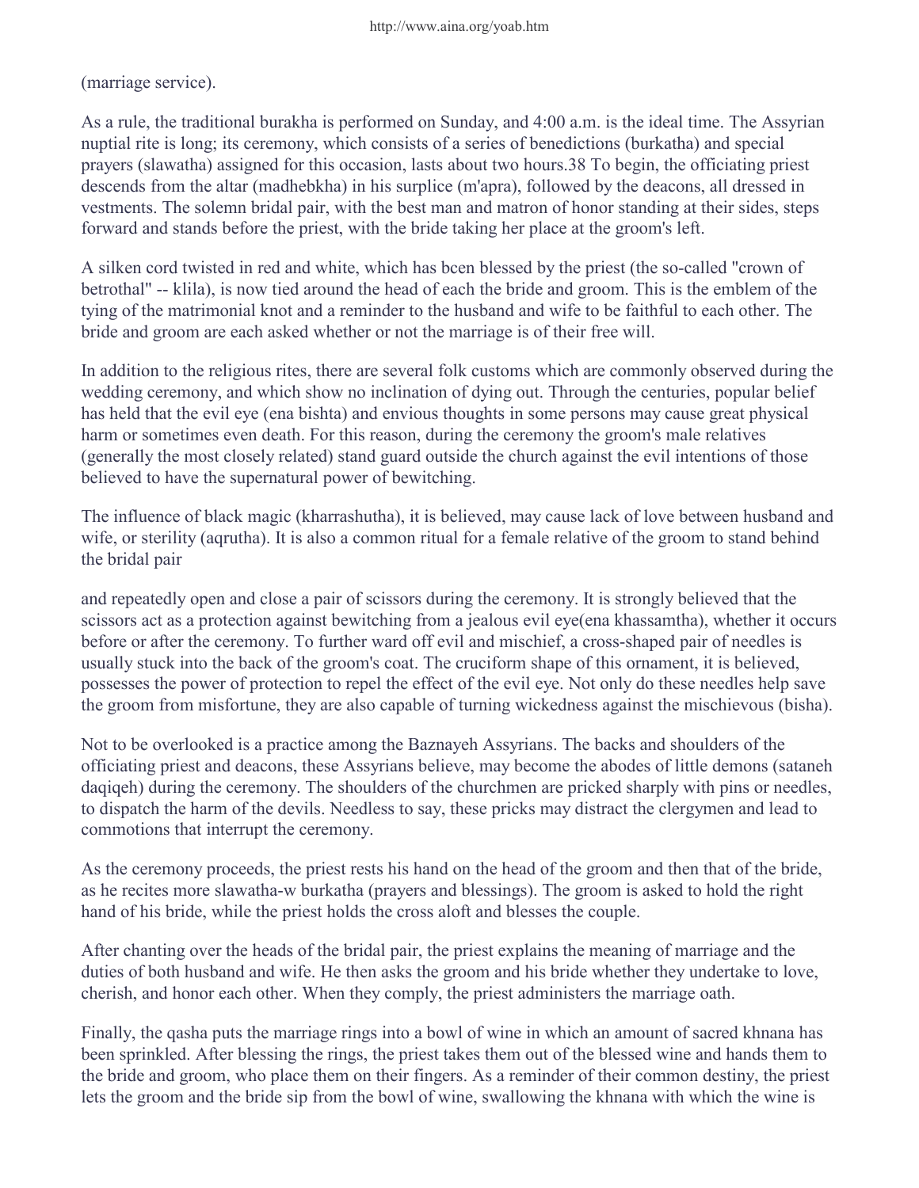(marriage service).

As a rule, the traditional burakha is performed on Sunday, and 4:00 a.m. is the ideal time. The Assyrian nuptial rite is long; its ceremony, which consists of a series of benedictions (burkatha) and special prayers (slawatha) assigned for this occasion, lasts about two hours.38 To begin, the officiating priest descends from the altar (madhebkha) in his surplice (m'apra), followed by the deacons, all dressed in vestments. The solemn bridal pair, with the best man and matron of honor standing at their sides, steps forward and stands before the priest, with the bride taking her place at the groom's left.

A silken cord twisted in red and white, which has bcen blessed by the priest (the so-called "crown of betrothal" -- klila), is now tied around the head of each the bride and groom. This is the emblem of the tying of the matrimonial knot and a reminder to the husband and wife to be faithful to each other. The bride and groom are each asked whether or not the marriage is of their free will.

In addition to the religious rites, there are several folk customs which are commonly observed during the wedding ceremony, and which show no inclination of dying out. Through the centuries, popular belief has held that the evil eye (ena bishta) and envious thoughts in some persons may cause great physical harm or sometimes even death. For this reason, during the ceremony the groom's male relatives (generally the most closely related) stand guard outside the church against the evil intentions of those believed to have the supernatural power of bewitching.

The influence of black magic (kharrashutha), it is believed, may cause lack of love between husband and wife, or sterility (aqrutha). It is also a common ritual for a female relative of the groom to stand behind the bridal pair and repeatedly open and close a pair of scissors during the ceremony. It is strongly believed that the scissors act as a protection against bewitching from a jealous evil eye(ena khassamtha), whether it occurs before or after the ceremony. To further ward off evil and mischief, a cross-shaped pair of needles is usually stuck into the back of the groom's coat. The cruciform shape of this ornament, it is believed, possesses the power of protection to repel the effect of the evil eye. Not only do these needles help save the groom from misfortune, they are also capable of turning wickedness against the mischievous (bisha).

Not to be overlooked is a practice among the Baznayeh Assyrians. The backs and shoulders of the officiating priest and deacons, these Assyrians believe, may become the abodes of little demons (sataneh daqiqeh) during the ceremony. The shoulders of the churchmen are pricked sharply with pins or needles, to dispatch the harm of the devils. Needless to say, these pricks may distract the clergymen and lead to commotions that interrupt the ceremony.

As the ceremony proceeds, the priest rests his hand on the head of the groom and then that of the bride, as he recites more slawatha-w burkatha (prayers and blessings). The groom is asked to hold the right hand of his bride, while the priest holds the cross aloft and blesses the couple.

After chanting over the heads of the bridal pair, the priest explains the meaning of marriage and the duties of both husband and wife. He then asks the groom and his bride whether they undertake to love, cherish, and honor each other. When they comply, the priest administers the marriage oath.

Finally, the qasha puts the marriage rings into a bowl of wine in which an amount of sacred khnana has been sprinkled. After blessing the rings, the priest takes them out of the blessed wine and hands them to the bride and groom, who place them on their fingers. As a reminder of their common destiny, the priest lets the groom and the bride sip from the bowl of wine, swallowing the khnana with which the wine is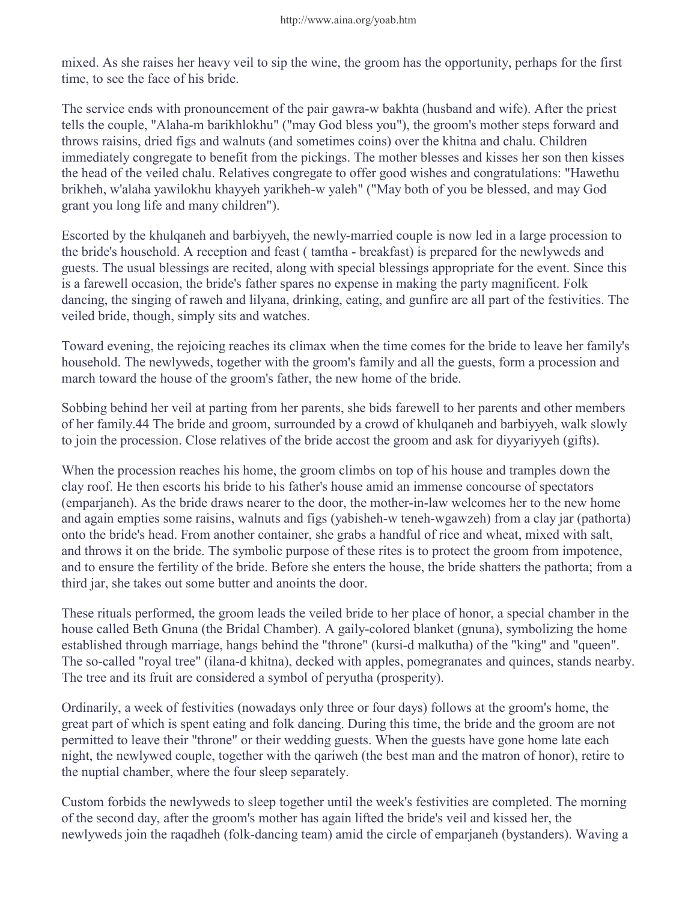mixed. As she raises her heavy veil to sip the wine, the groom has the opportunity, perhaps for the first time, to see the face of his bride.

The service ends with pronouncement of the pair gawra-w bakhta (husband and wife). After the priest tells the couple, "Alaha-m barikhlokhu" ("may God bless you"), the groom's mother steps forward and throws raisins, dried figs and walnuts (and sometimes coins) over the khitna and chalu. Children immediately congregate to benefit from the pickings. The mother blesses and kisses her son then kisses the head of the veiled chalu. Relatives congregate to offer good wishes and congratulations: "Hawethu brikheh, w'alaha yawilokhu khayyeh yarikheh-w yaleh" ("May both of you be blessed, and may God grant you long life and many children").

Escorted by the khulqaneh and barbiyyeh, the newly-married couple is now led in a large procession to the bride's household. A reception and feast ( tamtha - breakfast) is prepared for the newlyweds and guests. The usual blessings are recited, along with special blessings appropriate for the event. Since this is a farewell occasion, the bride's father spares no expense in making the party magnificent. Folk dancing, the singing of raweh and lilyana, drinking, eating, and gunfire are all part of the festivities. The veiled bride, though, simply sits and watches.

Toward evening, the rejoicing reaches its climax when the time comes for the bride to leave her family's household. The newlyweds, together with the groom's family and all the guests, form a procession and march toward the house of the groom's father, the new home of the bride.

Sobbing behind her veil at parting from her parents, she bids farewell to her parents and other members of her family.44 The bride and groom, surrounded by a crowd of khulqaneh and barbiyyeh, walk slowly to join the procession. Close relatives of the bride accost the groom and ask for diyyariyyeh (gifts).

When the procession reaches his home, the groom climbs on top of his house and tramples down the clay roof. He then escorts his bride to his father's house amid an immense concourse of spectators (emparjaneh). As the bride draws nearer to the door, the mother-in-law welcomes her to the new home and again empties some raisins, walnuts and figs (yabisheh-w teneh-wgawzeh) from a clay jar (pathorta) onto the bride's head. From another container, she grabs a handful of rice and wheat, mixed with salt, and throws it on the bride. The symbolic purpose of these rites is to protect the groom from impotence, and to ensure the fertility of the bride. Before she enters the house, the bride shatters the pathorta; from a third jar, she takes out some butter and anoints the door.

These rituals performed, the groom leads the veiled bride to her place of honor, a special chamber in the house called Beth Gnuna (the Bridal Chamber). A gaily-colored blanket (gnuna), symbolizing the home established through marriage, hangs behind the "throne" (kursi-d malkutha) of the "king" and "queen". The so-called "royal tree" (ilana-d khitna), decked with apples, pomegranates and quinces, stands nearby. The tree and its fruit are considered a symbol of peryutha (prosperity).

Ordinarily, a week of festivities (nowadays only three or four days) follows at the groom's home, the great part of which is spent eating and folk dancing. During this time, the bride and the groom are not permitted to leave their "throne" or their wedding guests. When the guests have gone home late each night, the newlywed couple, together with the qariweh (the best man and the matron of honor), retire to the nuptial chamber, where the four sleep separately.

Custom forbids the newlyweds to sleep together until the week's festivities are completed. The morning of the second day, after the groom's mother has again lifted the bride's veil and kissed her, the newlyweds join the raqadheh (folk-dancing team) amid the circle of emparjaneh (bystanders). Waving a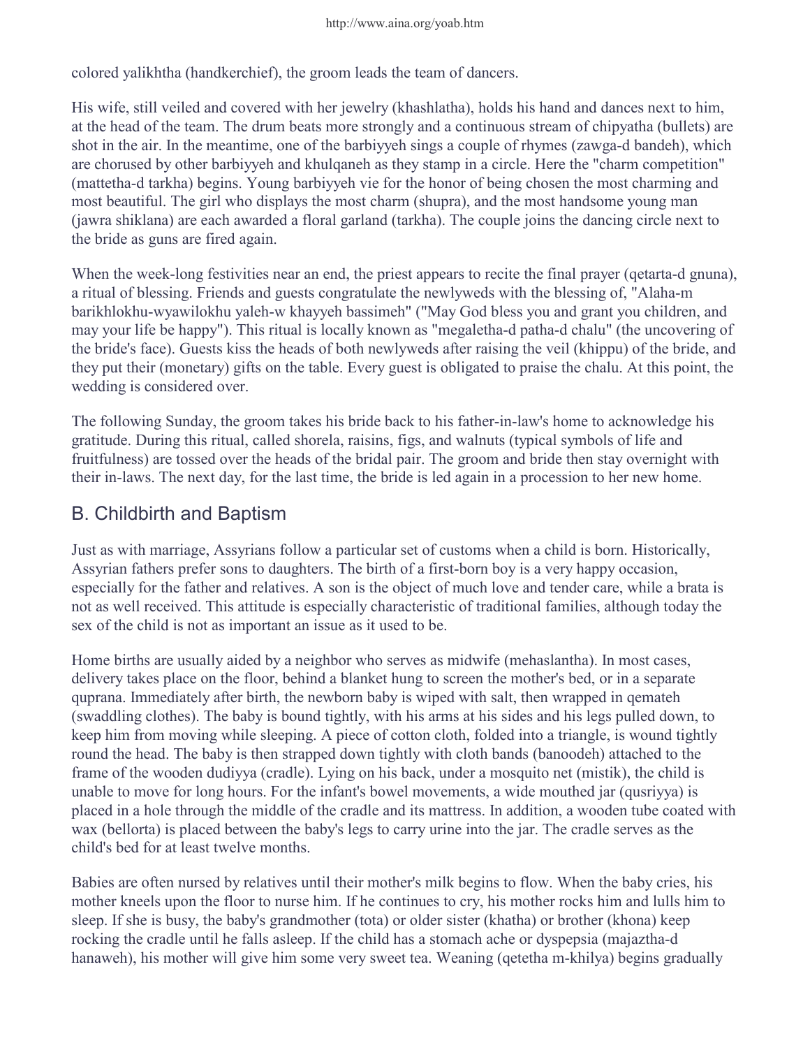colored yalikhtha (handkerchief), the groom leads the team of dancers.

His wife, still veiled and covered with her jewelry (khashlatha), holds his hand and dances next to him, at the head of the team. The drum beats more strongly and a continuous stream of chipyatha (bullets) are shot in the air. In the meantime, one of the barbiyyeh sings a couple of rhymes (zawga-d bandeh), which are chorused by other barbiyyeh and khulqaneh as they stamp in a circle. Here the "charm competition" (mattetha-d tarkha) begins. Young barbiyyeh vie for the honor of being chosen the most charming and most beautiful. The girl who displays the most charm (shupra), and the most handsome young man (jawra shiklana) are each awarded a floral garland (tarkha). The couple joins the dancing circle next to the bride as guns are fired again.

When the week-long festivities near an end, the priest appears to recite the final prayer (qetarta-d gnuna), a ritual of blessing. Friends and guests congratulate the newlyweds with the blessing of, "Alaha-m barikhlokhu-wyawilokhu yaleh-w khayyeh bassimeh" ("May God bless you and grant you children, and may your life be happy"). This ritual is locally known as "megaletha-d patha-d chalu" (the uncovering of the bride's face). Guests kiss the heads of both newlyweds after raising the veil (khippu) of the bride, and they put their (monetary) gifts on the table. Every guest is obligated to praise the chalu. At this point, the wedding is considered over.

The following Sunday, the groom takes his bride back to his father-in-law's home to acknowledge his gratitude. During this ritual, called shorela, raisins, figs, and walnuts (typical symbols of life and fruitfulness) are tossed over the heads of the bridal pair. The groom and bride then stay overnight with their in-laws. The next day, for the last time, the bride is led again in a procession to her new home.

## B. Childbirth and Baptism

Just as with marriage, Assyrians follow a particular set of customs when a child is born. Historically, Assyrian fathers prefer sons to daughters. The birth of a first-born boy is a very happy occasion, especially for the father and relatives. A son is the object of much love and tender care, while a brata is not as well received. This attitude is especially characteristic of traditional families, although today the sex of the child is not as important an issue as it used to be.

Home births are usually aided by a neighbor who serves as midwife (mehaslantha). In most cases, delivery takes place on the floor, behind a blanket hung to screen the mother's bed, or in a separate quprana. Immediately after birth, the newborn baby is wiped with salt, then wrapped in qemateh (swaddling clothes). The baby is bound tightly, with his arms at his sides and his legs pulled down, to keep him from moving while sleeping. A piece of cotton cloth, folded into a triangle, is wound tightly round the head. The baby is then strapped down tightly with cloth bands (banoodeh) attached to the frame of the wooden dudiyya (cradle). Lying on his back, under a mosquito net (mistik), the child is unable to move for long hours. For the infant's bowel movements, a wide mouthed jar (qusriyya) is placed in a hole through the middle of the cradle and its mattress. In addition, a wooden tube coated with wax (bellorta) is placed between the baby's legs to carry urine into the jar. The cradle serves as the child's bed for at least twelve months.

Babies are often nursed by relatives until their mother's milk begins to flow. When the baby cries, his mother kneels upon the floor to nurse him. If he continues to cry, his mother rocks him and lulls him to sleep. If she is busy, the baby's grandmother (tota) or older sister (khatha) or brother (khona) keep rocking the cradle until he falls asleep. If the child has a stomach ache or dyspepsia (majaztha-d hanaweh), his mother will give him some very sweet tea. Weaning (qetetha m-khilya) begins gradually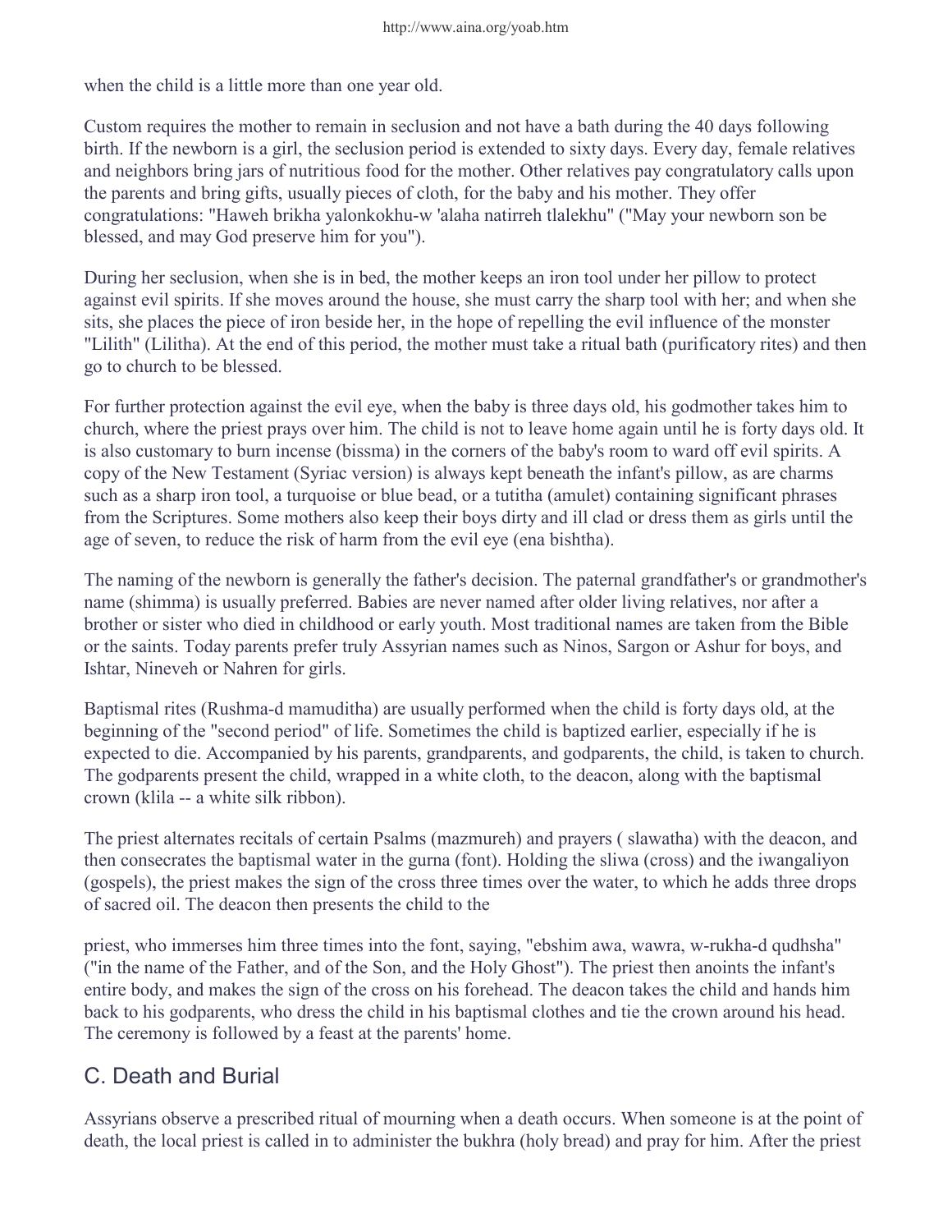when the child is a little more than one year old.

Custom requires the mother to remain in seclusion and not have a bath during the 40 days following birth. If the newborn is a girl, the seclusion period is extended to sixty days. Every day, female relatives and neighbors bring jars of nutritious food for the mother. Other relatives pay congratulatory calls upon the parents and bring gifts, usually pieces of cloth, for the baby and his mother. They offer congratulations: "Haweh brikha yalonkokhu-w 'alaha natirreh tlalekhu" ("May your newborn son be blessed, and may God preserve him for you").

During her seclusion, when she is in bed, the mother keeps an iron tool under her pillow to protect against evil spirits. If she moves around the house, she must carry the sharp tool with her; and when she sits, she places the piece of iron beside her, in the hope of repelling the evil influence of the monster "Lilith" (Lilitha). At the end of this period, the mother must take a ritual bath (purificatory rites) and then go to church to be blessed.

For further protection against the evil eye, when the baby is three days old, his godmother takes him to church, where the priest prays over him. The child is not to leave home again until he is forty days old. It is also customary to burn incense (bissma) in the corners of the baby's room to ward off evil spirits. A copy of the New Testament (Syriac version) is always kept beneath the infant's pillow, as are charms such as a sharp iron tool, a turquoise or blue bead, or a tutitha (amulet) containing significant phrases from the Scriptures. Some mothers also keep their boys dirty and ill clad or dress them as girls until the age of seven, to reduce the risk of harm from the evil eye (ena bishtha).

The naming of the newborn is generally the father's decision. The paternal grandfather's or grandmother's name (shimma) is usually preferred. Babies are never named after older living relatives, nor after a brother or sister who died in childhood or early youth. Most traditional names are taken from the Bible or the saints. Today parents prefer truly Assyrian names such as Ninos, Sargon or Ashur for boys, and Ishtar, Nineveh or Nahren for girls.

Baptismal rites (Rushma-d mamuditha) are usually performed when the child is forty days old, at the beginning of the "second period" of life. Sometimes the child is baptized earlier, especially if he is expected to die. Accompanied by his parents, grandparents, and godparents, the child, is taken to church. The godparents present the child, wrapped in a white cloth, to the deacon, along with the baptismal crown (klila -- a white silk ribbon).

The priest alternates recitals of certain Psalms (mazmureh) and prayers ( slawatha) with the deacon, and then consecrates the baptismal water in the gurna (font). Holding the sliwa (cross) and the iwangaliyon (gospels), the priest makes the sign of the cross three times over the water, to which he adds three drops of sacred oil. The deacon then presents the child to the priest, who immerses him three times into the font, saying, "ebshim awa, wawra, w-rukha-d qudhsha" ("in the name of the Father, and of the Son, and the Holy Ghost"). The priest then anoints the infant's entire body, and makes the sign of the cross on his forehead. The deacon takes the child and hands him back to his godparents, who dress the child in his baptismal clothes and tie the crown around his head. The ceremony is followed by a feast at the parents' home.

## C. Death and Burial

Assyrians observe a prescribed ritual of mourning when a death occurs. When someone is at the point of death, the local priest is called in to administer the bukhra (holy bread) and pray for him. After the priest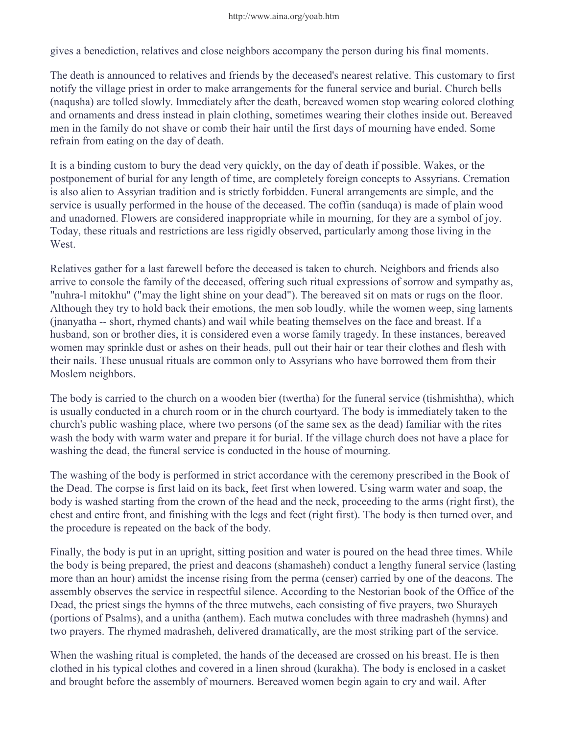gives a benediction, relatives and close neighbors accompany the person during his final moments.

The death is announced to relatives and friends by the deceased's nearest relative. This customary to first notify the village priest in order to make arrangements for the funeral service and burial. Church bells (naqusha) are tolled slowly. Immediately after the death, bereaved women stop wearing colored clothing and ornaments and dress instead in plain clothing, sometimes wearing their clothes inside out. Bereaved men in the family do not shave or comb their hair until the first days of mourning have ended. Some refrain from eating on the day of death.

It is a binding custom to bury the dead very quickly, on the day of death if possible. Wakes, or the postponement of burial for any length of time, are completely foreign concepts to Assyrians. Cremation is also alien to Assyrian tradition and is strictly forbidden. Funeral arrangements are simple, and the service is usually performed in the house of the deceased. The coffin (sanduqa) is made of plain wood and unadorned. Flowers are considered inappropriate while in mourning, for they are a symbol of joy. Today, these rituals and restrictions are less rigidly observed, particularly among those living in the West.

Relatives gather for a last farewell before the deceased is taken to church. Neighbors and friends also arrive to console the family of the deceased, offering such ritual expressions of sorrow and sympathy as, "nuhra-l mitokhu" ("may the light shine on your dead"). The bereaved sit on mats or rugs on the floor. Although they try to hold back their emotions, the men sob loudly, while the women weep, sing laments (jnanyatha -- short, rhymed chants) and wail while beating themselves on the face and breast. If a husband, son or brother dies, it is considered even a worse family tragedy. In these instances, bereaved women may sprinkle dust or ashes on their heads, pull out their hair or tear their clothes and flesh with their nails. These unusual rituals are common only to Assyrians who have borrowed them from their Moslem neighbors.

The body is carried to the church on a wooden bier (twertha) for the funeral service (tishmishtha), which is usually conducted in a church room or in the church courtyard. The body is immediately taken to the church's public washing place, where two persons (of the same sex as the dead) familiar with the rites wash the body with warm water and prepare it for burial. If the village church does not have a place for washing the dead, the funeral service is conducted in the house of mourning.

The washing of the body is performed in strict accordance with the ceremony prescribed in the Book of the Dead. The corpse is first laid on its back, feet first when lowered. Using warm water and soap, the body is washed starting from the crown of the head and the neck, proceeding to the arms (right first), the chest and entire front, and finishing with the legs and feet (right first). The body is then turned over, and the procedure is repeated on the back of the body.

Finally, the body is put in an upright, sitting position and water is poured on the head three times. While the body is being prepared, the priest and deacons (shamasheh) conduct a lengthy funeral service (lasting more than an hour) amidst the incense rising from the perma (censer) carried by one of the deacons. The assembly observes the service in respectful silence. According to the Nestorian book of the Office of the Dead, the priest sings the hymns of the three mutwehs, each consisting of five prayers, two Shurayeh (portions of Psalms), and a unitha (anthem). Each mutwa concludes with three madrasheh (hymns) and two prayers. The rhymed madrasheh, delivered dramatically, are the most striking part of the service.

When the washing ritual is completed, the hands of the deceased are crossed on his breast. He is then clothed in his typical clothes and covered in a linen shroud (kurakha). The body is enclosed in a casket and brought before the assembly of mourners. Bereaved women begin again to cry and wail. After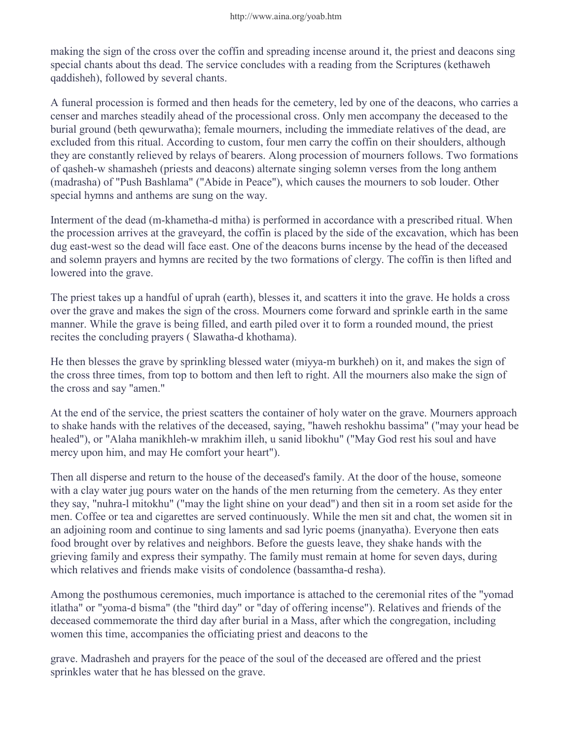making the sign of the cross over the coffin and spreading incense around it, the priest and deacons sing special chants about ths dead. The service concludes with a reading from the Scriptures (kethaweh qaddisheh), followed by several chants.

A funeral procession is formed and then heads for the cemetery, led by one of the deacons, who carries a censer and marches steadily ahead of the processional cross. Only men accompany the deceased to the burial ground (beth qewurwatha); female mourners, including the immediate relatives of the dead, are excluded from this ritual. According to custom, four men carry the coffin on their shoulders, although they are constantly relieved by relays of bearers. Along procession of mourners follows. Two formations of qasheh-w shamasheh (priests and deacons) alternate singing solemn verses from the long anthem (madrasha) of "Push Bashlama" ("Abide in Peace"), which causes the mourners to sob louder. Other special hymns and anthems are sung on the way.

Interment of the dead (m-khametha-d mitha) is performed in accordance with a prescribed ritual. When the procession arrives at the graveyard, the coffin is placed by the side of the excavation, which has been dug east-west so the dead will face east. One of the deacons burns incense by the head of the deceased and solemn prayers and hymns are recited by the two formations of clergy. The coffin is then lifted and lowered into the grave.

The priest takes up a handful of uprah (earth), blesses it, and scatters it into the grave. He holds a cross over the grave and makes the sign of the cross. Mourners come forward and sprinkle earth in the same manner. While the grave is being filled, and earth piled over it to form a rounded mound, the priest recites the concluding prayers ( Slawatha-d khothama).

He then blesses the grave by sprinkling blessed water (miyya-m burkheh) on it, and makes the sign of the cross three times, from top to bottom and then left to right. All the mourners also make the sign of the cross and say "amen."

At the end of the service, the priest scatters the container of holy water on the grave. Mourners approach to shake hands with the relatives of the deceased, saying, "haweh reshokhu bassima" ("may your head be healed"), or "Alaha manikhleh-w mrakhim illeh, u sanid libokhu" ("May God rest his soul and have mercy upon him, and may He comfort your heart").

Then all disperse and return to the house of the deceased's family. At the door of the house, someone with a clay water jug pours water on the hands of the men returning from the cemetery. As they enter they say, "nuhra-l mitokhu" ("may the light shine on your dead") and then sit in a room set aside for the men. Coffee or tea and cigarettes are served continuously. While the men sit and chat, the women sit in an adjoining room and continue to sing laments and sad lyric poems (jnanyatha). Everyone then eats food brought over by relatives and neighbors. Before the guests leave, they shake hands with the grieving family and express their sympathy. The family must remain at home for seven days, during which relatives and friends make visits of condolence (bassamtha-d resha).

Among the posthumous ceremonies, much importance is attached to the ceremonial rites of the "yomad itlatha" or "yoma-d bisma" (the "third day" or "day of offering incense"). Relatives and friends of the deceased commemorate the third day after burial in a Mass, after which the congregation, including women this time, accompanies the officiating priest and deacons to the grave. Madrasheh and prayers for the peace of the soul of the deceased are offered and the priest sprinkles water that he has blessed on the grave.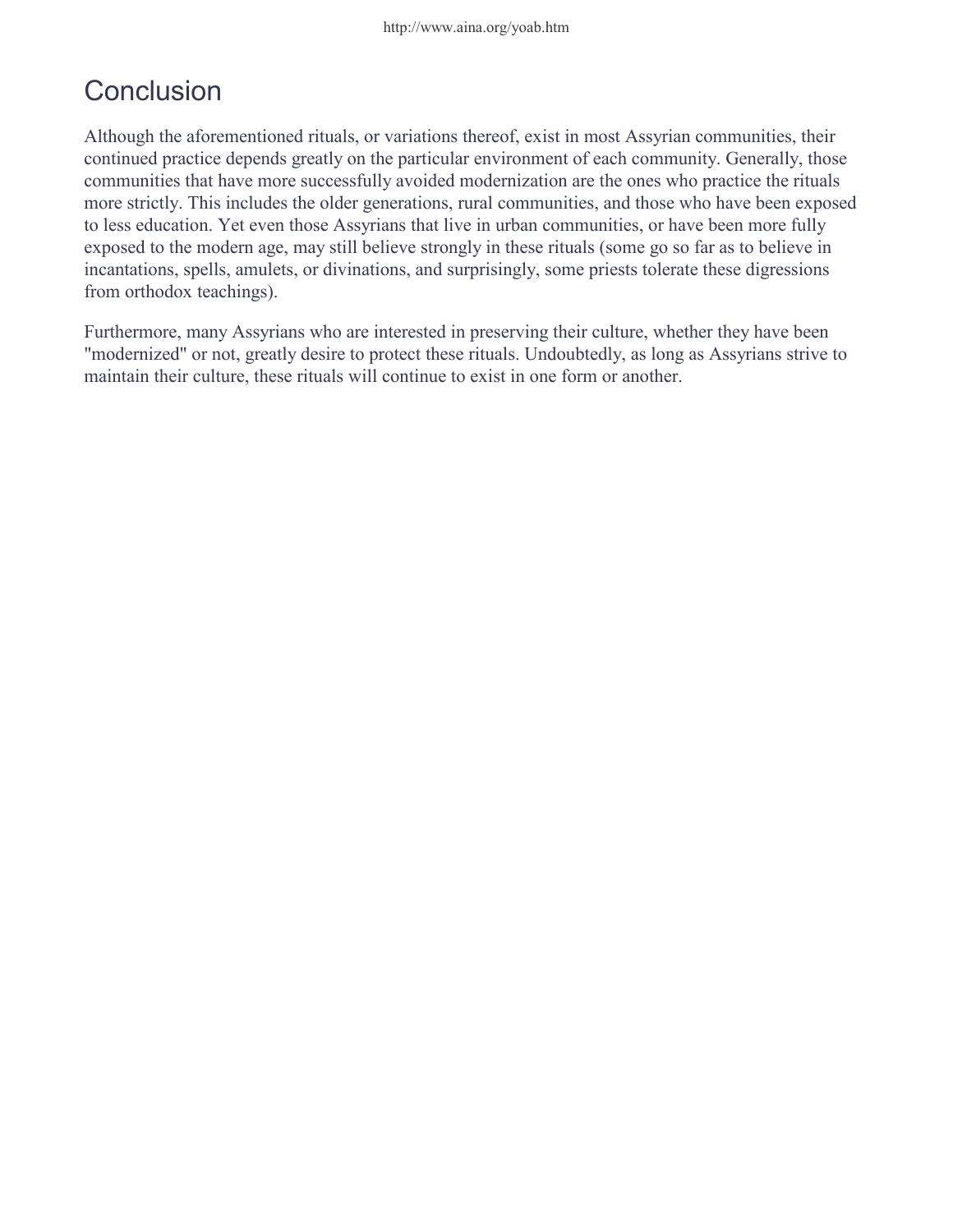## Conclusion

Although the aforementioned rituals, or variations thereof, exist in most Assyrian communities, their continued practice depends greatly on the particular environment of each community. Generally, those communities that have more successfully avoided modernization are the ones who practice the rituals more strictly. This includes the older generations, rural communities, and those who have been exposed to less education. Yet even those Assyrians that live in urban communities, or have been more fully exposed to the modern age, may still believe strongly in these rituals (some go so far as to believe in incantations, spells, amulets, or divinations, and surprisingly, some priests tolerate these digressions from orthodox teachings).

Furthermore, many Assyrians who are interested in preserving their culture, whether they have been "modernized" or not, greatly desire to protect these rituals. Undoubtedly, as long as Assyrians strive to maintain their culture, these rituals will continue to exist in one form or another.